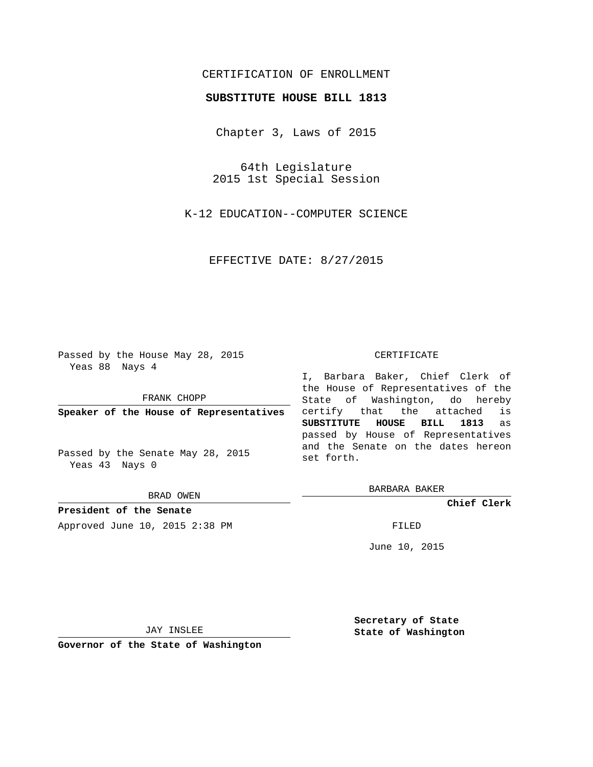CERTIFICATION OF ENROLLMENT

**SUBSTITUTE HOUSE BILL 1813**

Chapter 3, Laws of 2015

64th Legislature
2015 1st Special Session

K-12 EDUCATION--COMPUTER SCIENCE

EFFECTIVE DATE: 8/27/2015

Passed by the House May 28, 2015
Yeas 88 Nays 4

FRANK CHOPP

**Speaker of the House of Representatives**

Passed by the Senate May 28, 2015
Yeas 43 Nays 0

BRAD OWEN

**President of the Senate**

Approved June 10, 2015 2:38 PM

JAY INSLEE

**Governor of the State of Washington**

CERTIFICATE

I, Barbara Baker, Chief Clerk of the House of Representatives of the State of Washington, do hereby certify that the attached is **SUBSTITUTE HOUSE BILL 1813** as passed by House of Representatives and the Senate on the dates hereon set forth.

BARBARA BAKER

**Chief Clerk**

FILED

June 10, 2015

**Secretary of State**
**State of Washington**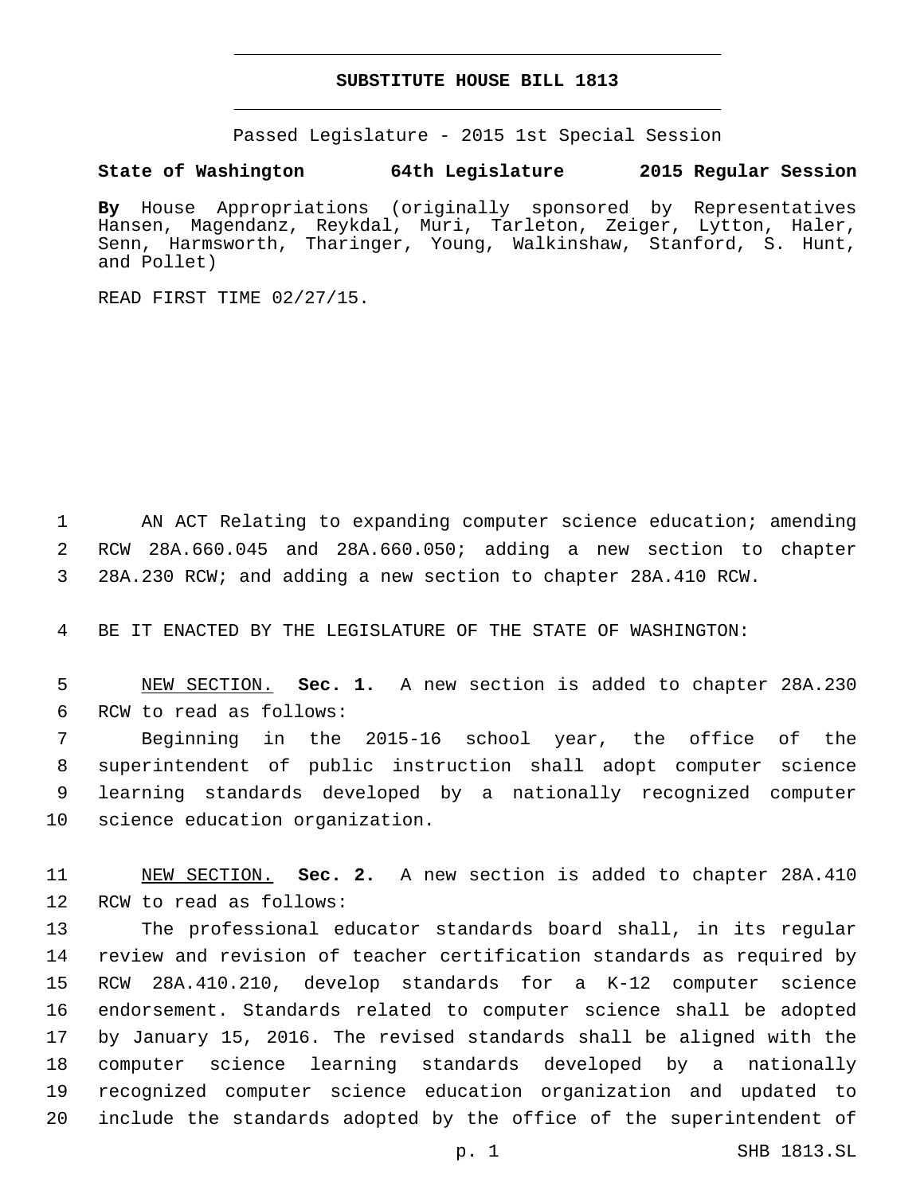# SUBSTITUTE HOUSE BILL 1813

Passed Legislature - 2015 1st Special Session

**State of Washington 64th Legislature 2015 Regular Session**

**By** House Appropriations (originally sponsored by Representatives Hansen, Magendanz, Reykdal, Muri, Tarleton, Zeiger, Lytton, Haler, Senn, Harmsworth, Tharinger, Young, Walkinshaw, Stanford, S. Hunt, and Pollet)

READ FIRST TIME 02/27/15.

AN ACT Relating to expanding computer science education; amending RCW 28A.660.045 and 28A.660.050; adding a new section to chapter 28A.230 RCW; and adding a new section to chapter 28A.410 RCW.

BE IT ENACTED BY THE LEGISLATURE OF THE STATE OF WASHINGTON:

NEW SECTION. **Sec. 1.** A new section is added to chapter 28A.230 RCW to read as follows:

Beginning in the 2015-16 school year, the office of the superintendent of public instruction shall adopt computer science learning standards developed by a nationally recognized computer science education organization.

NEW SECTION. **Sec. 2.** A new section is added to chapter 28A.410 RCW to read as follows:

The professional educator standards board shall, in its regular review and revision of teacher certification standards as required by RCW 28A.410.210, develop standards for a K-12 computer science endorsement. Standards related to computer science shall be adopted by January 15, 2016. The revised standards shall be aligned with the computer science learning standards developed by a nationally recognized computer science education organization and updated to include the standards adopted by the office of the superintendent of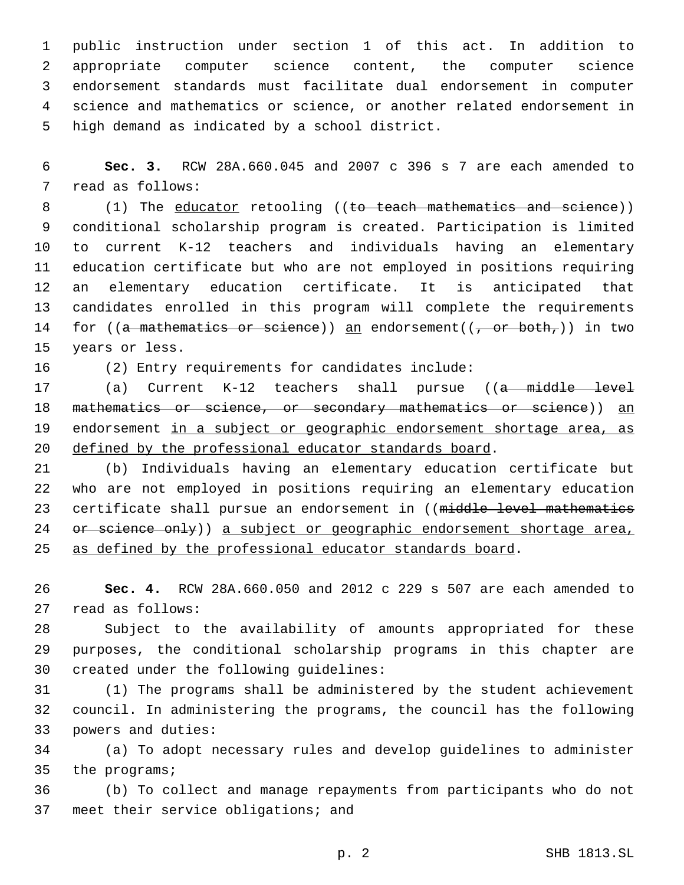public instruction under section 1 of this act. In addition to appropriate computer science content, the computer science endorsement standards must facilitate dual endorsement in computer science and mathematics or science, or another related endorsement in high demand as indicated by a school district.

**Sec. 3.** RCW 28A.660.045 and 2007 c 396 s 7 are each amended to read as follows:

(1) The <u>educator</u> retooling ((~~to teach mathematics and science~~)) conditional scholarship program is created. Participation is limited to current K-12 teachers and individuals having an elementary education certificate but who are not employed in positions requiring an elementary education certificate. It is anticipated that candidates enrolled in this program will complete the requirements for ((~~a mathematics or science~~)) <u>an</u> endorsement((~~, or both,~~)) in two years or less.

(2) Entry requirements for candidates include:

(a) Current K-12 teachers shall pursue ((~~a middle level mathematics or science, or secondary mathematics or science~~)) <u>an</u> endorsement <u>in a subject or geographic endorsement shortage area, as defined by the professional educator standards board</u>.

(b) Individuals having an elementary education certificate but who are not employed in positions requiring an elementary education certificate shall pursue an endorsement in ((~~middle level mathematics or science only~~)) <u>a subject or geographic endorsement shortage area, as defined by the professional educator standards board</u>.

**Sec. 4.** RCW 28A.660.050 and 2012 c 229 s 507 are each amended to read as follows:

Subject to the availability of amounts appropriated for these purposes, the conditional scholarship programs in this chapter are created under the following guidelines:

(1) The programs shall be administered by the student achievement council. In administering the programs, the council has the following powers and duties:

(a) To adopt necessary rules and develop guidelines to administer the programs;

(b) To collect and manage repayments from participants who do not meet their service obligations; and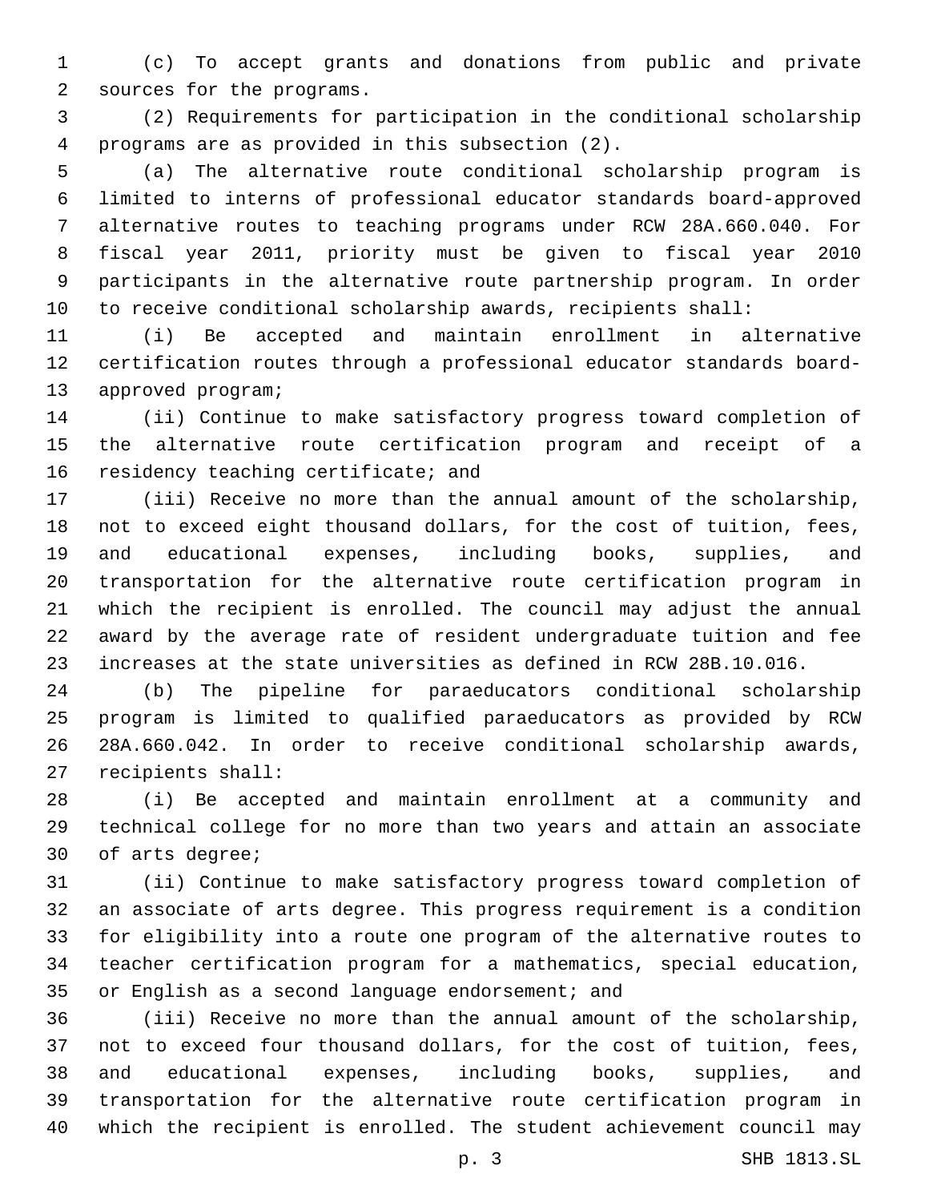(c) To accept grants and donations from public and private sources for the programs.

(2) Requirements for participation in the conditional scholarship programs are as provided in this subsection (2).

(a) The alternative route conditional scholarship program is limited to interns of professional educator standards board-approved alternative routes to teaching programs under RCW 28A.660.040. For fiscal year 2011, priority must be given to fiscal year 2010 participants in the alternative route partnership program. In order to receive conditional scholarship awards, recipients shall:

(i) Be accepted and maintain enrollment in alternative certification routes through a professional educator standards board-approved program;

(ii) Continue to make satisfactory progress toward completion of the alternative route certification program and receipt of a residency teaching certificate; and

(iii) Receive no more than the annual amount of the scholarship, not to exceed eight thousand dollars, for the cost of tuition, fees, and educational expenses, including books, supplies, and transportation for the alternative route certification program in which the recipient is enrolled. The council may adjust the annual award by the average rate of resident undergraduate tuition and fee increases at the state universities as defined in RCW 28B.10.016.

(b) The pipeline for paraeducators conditional scholarship program is limited to qualified paraeducators as provided by RCW 28A.660.042. In order to receive conditional scholarship awards, recipients shall:

(i) Be accepted and maintain enrollment at a community and technical college for no more than two years and attain an associate of arts degree;

(ii) Continue to make satisfactory progress toward completion of an associate of arts degree. This progress requirement is a condition for eligibility into a route one program of the alternative routes to teacher certification program for a mathematics, special education, or English as a second language endorsement; and

(iii) Receive no more than the annual amount of the scholarship, not to exceed four thousand dollars, for the cost of tuition, fees, and educational expenses, including books, supplies, and transportation for the alternative route certification program in which the recipient is enrolled. The student achievement council may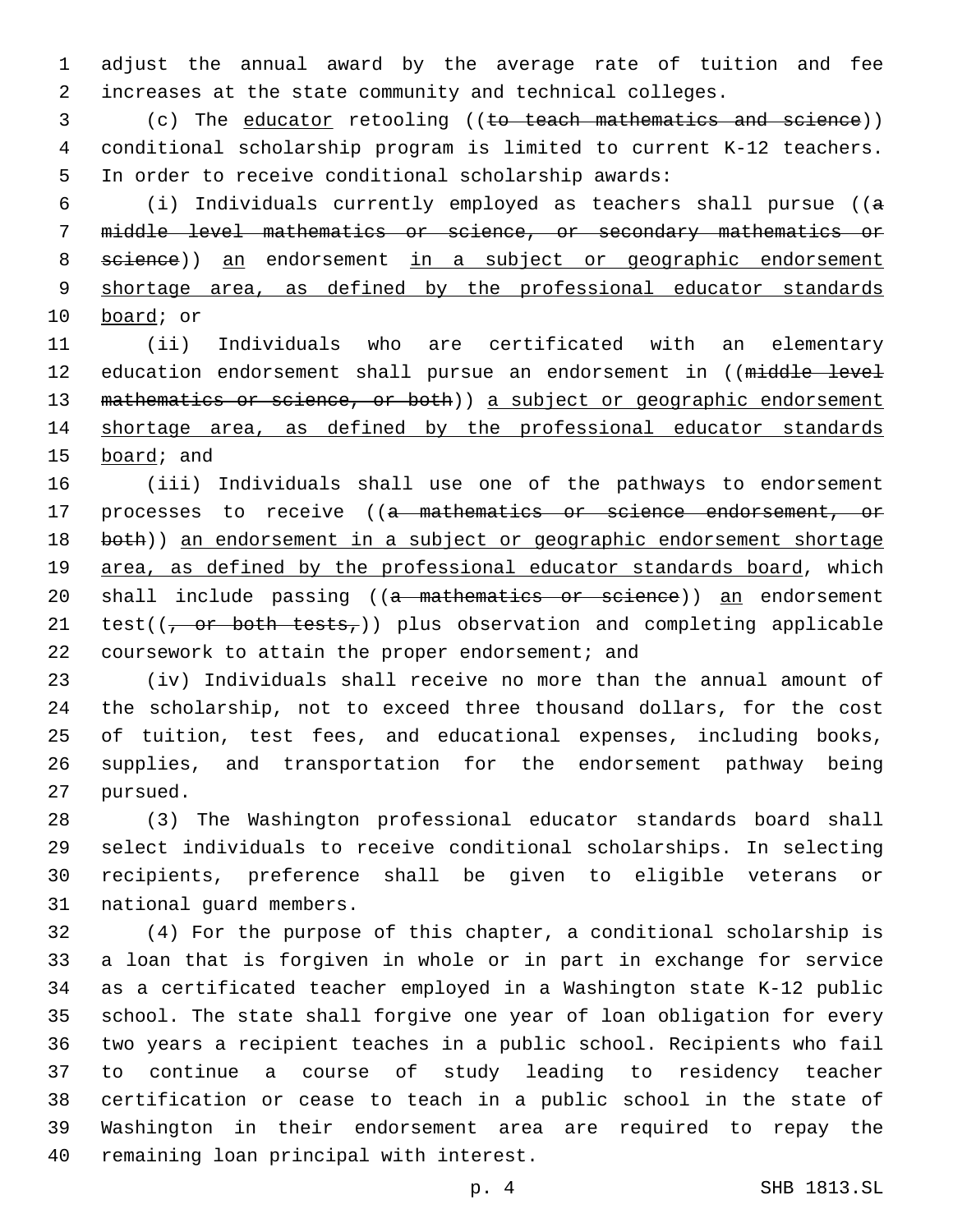adjust the annual award by the average rate of tuition and fee increases at the state community and technical colleges.

(c) The educator retooling ((~~to teach mathematics and science~~)) conditional scholarship program is limited to current K-12 teachers. In order to receive conditional scholarship awards:

(i) Individuals currently employed as teachers shall pursue ((~~a middle level mathematics or science, or secondary mathematics or science~~)) an endorsement in a subject or geographic endorsement shortage area, as defined by the professional educator standards board; or

(ii) Individuals who are certificated with an elementary education endorsement shall pursue an endorsement in ((~~middle level mathematics or science, or both~~)) a subject or geographic endorsement shortage area, as defined by the professional educator standards board; and

(iii) Individuals shall use one of the pathways to endorsement processes to receive ((~~a mathematics or science endorsement, or both~~)) an endorsement in a subject or geographic endorsement shortage area, as defined by the professional educator standards board, which shall include passing ((~~a mathematics or science~~)) an endorsement test((~~, or both tests,~~)) plus observation and completing applicable coursework to attain the proper endorsement; and

(iv) Individuals shall receive no more than the annual amount of the scholarship, not to exceed three thousand dollars, for the cost of tuition, test fees, and educational expenses, including books, supplies, and transportation for the endorsement pathway being pursued.

(3) The Washington professional educator standards board shall select individuals to receive conditional scholarships. In selecting recipients, preference shall be given to eligible veterans or national guard members.

(4) For the purpose of this chapter, a conditional scholarship is a loan that is forgiven in whole or in part in exchange for service as a certificated teacher employed in a Washington state K-12 public school. The state shall forgive one year of loan obligation for every two years a recipient teaches in a public school. Recipients who fail to continue a course of study leading to residency teacher certification or cease to teach in a public school in the state of Washington in their endorsement area are required to repay the remaining loan principal with interest.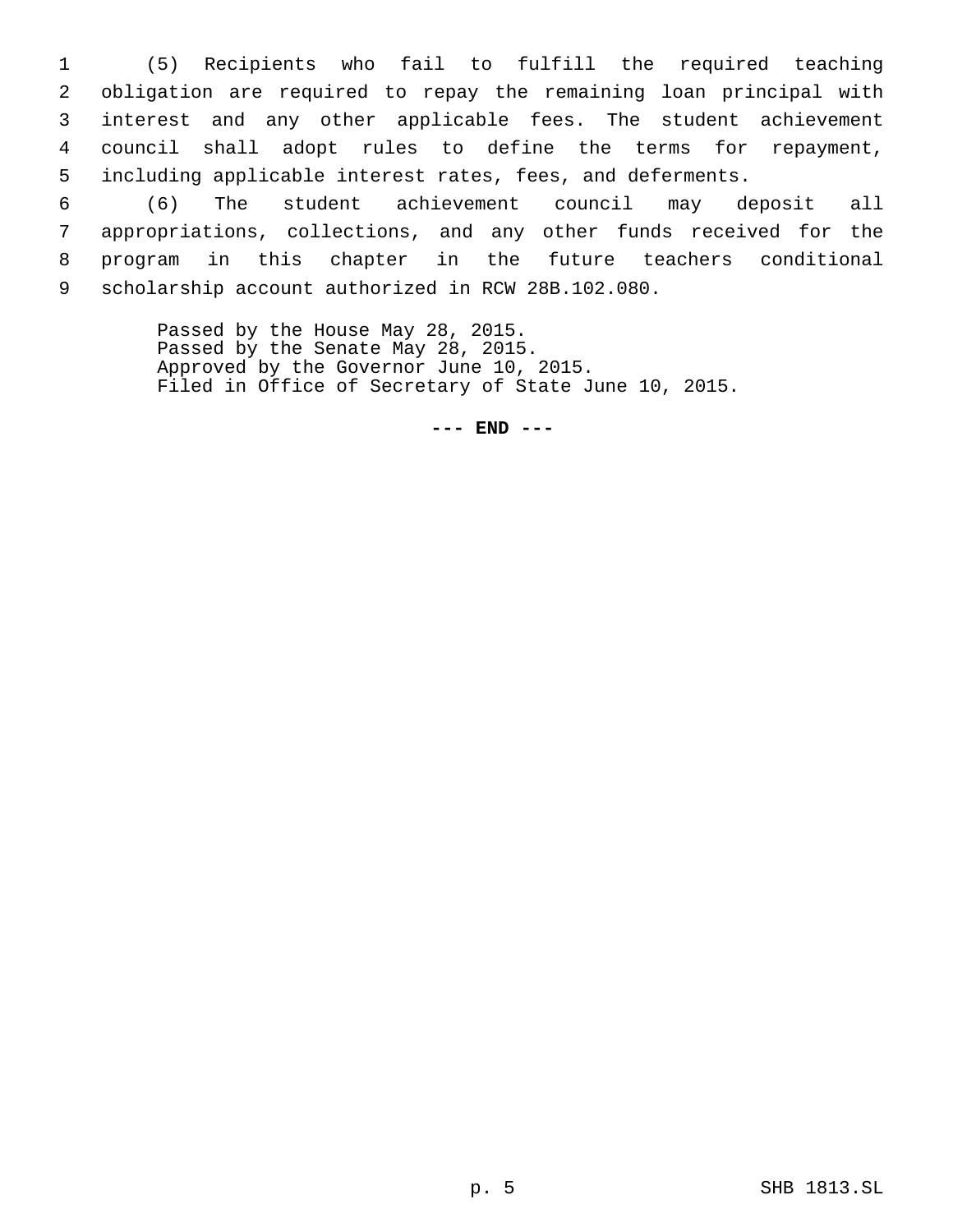(5) Recipients who fail to fulfill the required teaching obligation are required to repay the remaining loan principal with interest and any other applicable fees. The student achievement council shall adopt rules to define the terms for repayment, including applicable interest rates, fees, and deferments.

(6) The student achievement council may deposit all appropriations, collections, and any other funds received for the program in this chapter in the future teachers conditional scholarship account authorized in RCW 28B.102.080.

Passed by the House May 28, 2015.
Passed by the Senate May 28, 2015.
Approved by the Governor June 10, 2015.
Filed in Office of Secretary of State June 10, 2015.

**--- END ---**